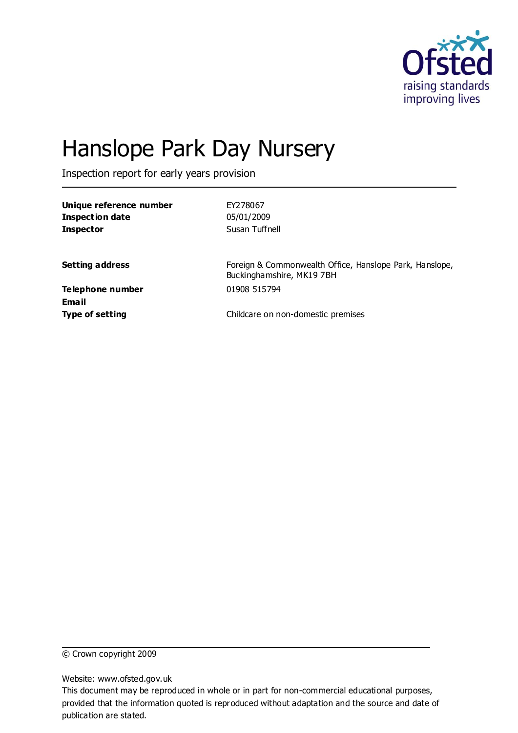# Hanslope Park Day Nursery

Inspection report for early years provision

| | |
|---|---|
| **Unique reference number** | EY278067 |
| **Inspection date** | 05/01/2009 |
| **Inspector** | Susan Tuffnell |
| **Setting address** | Foreign & Commonwealth Office, Hanslope Park, Hanslope, Buckinghamshire, MK19 7BH |
| **Telephone number** | 01908 515794 |
| **Email** | |
| **Type of setting** | Childcare on non-domestic premises |

© Crown copyright 2009

Website: www.ofsted.gov.uk

This document may be reproduced in whole or in part for non-commercial educational purposes, provided that the information quoted is reproduced without adaptation and the source and date of publication are stated.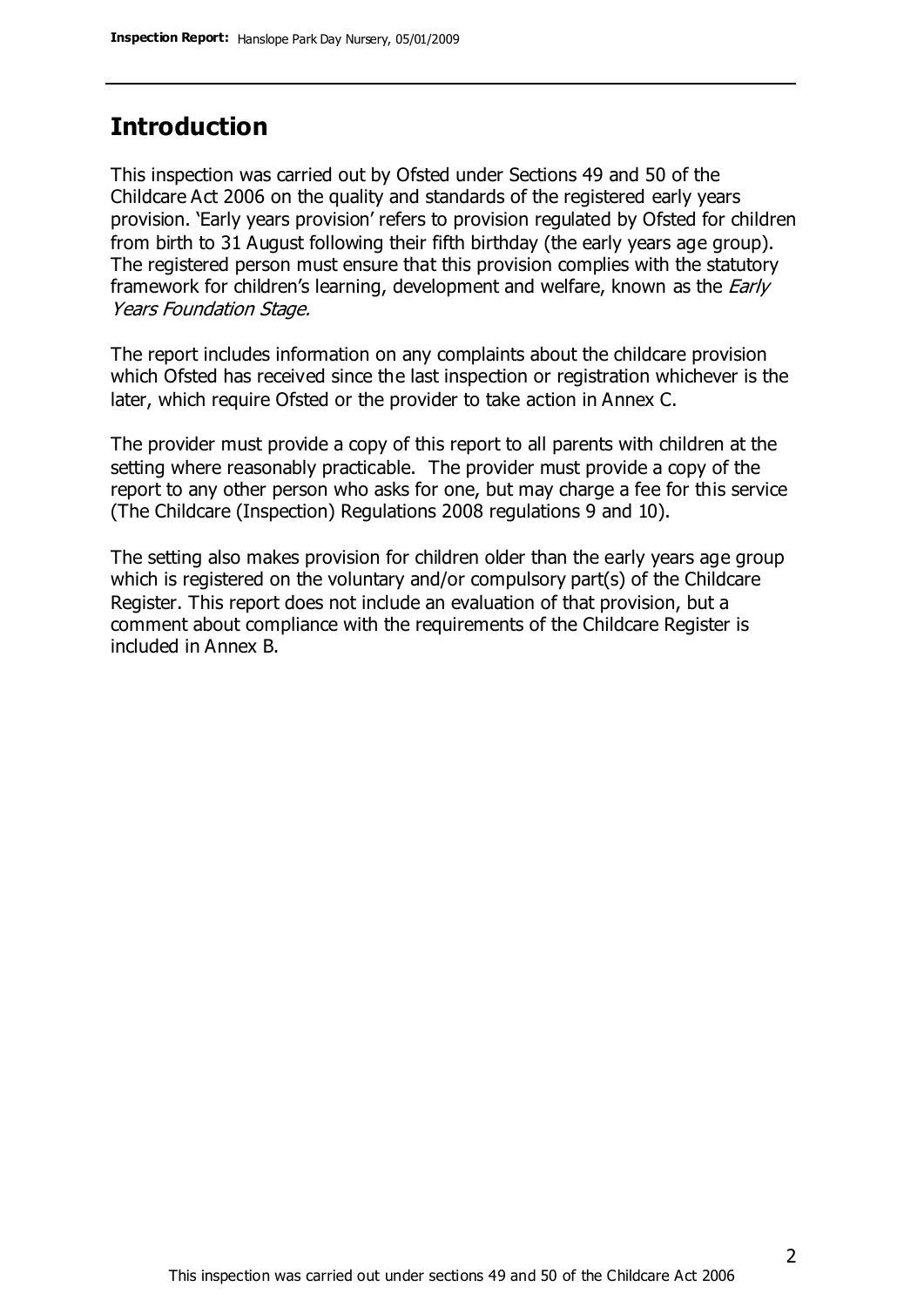## Introduction

This inspection was carried out by Ofsted under Sections 49 and 50 of the Childcare Act 2006 on the quality and standards of the registered early years provision. 'Early years provision' refers to provision regulated by Ofsted for children from birth to 31 August following their fifth birthday (the early years age group). The registered person must ensure that this provision complies with the statutory framework for children's learning, development and welfare, known as the *Early Years Foundation Stage.*

The report includes information on any complaints about the childcare provision which Ofsted has received since the last inspection or registration whichever is the later, which require Ofsted or the provider to take action in Annex C.

The provider must provide a copy of this report to all parents with children at the setting where reasonably practicable. The provider must provide a copy of the report to any other person who asks for one, but may charge a fee for this service (The Childcare (Inspection) Regulations 2008 regulations 9 and 10).

The setting also makes provision for children older than the early years age group which is registered on the voluntary and/or compulsory part(s) of the Childcare Register. This report does not include an evaluation of that provision, but a comment about compliance with the requirements of the Childcare Register is included in Annex B.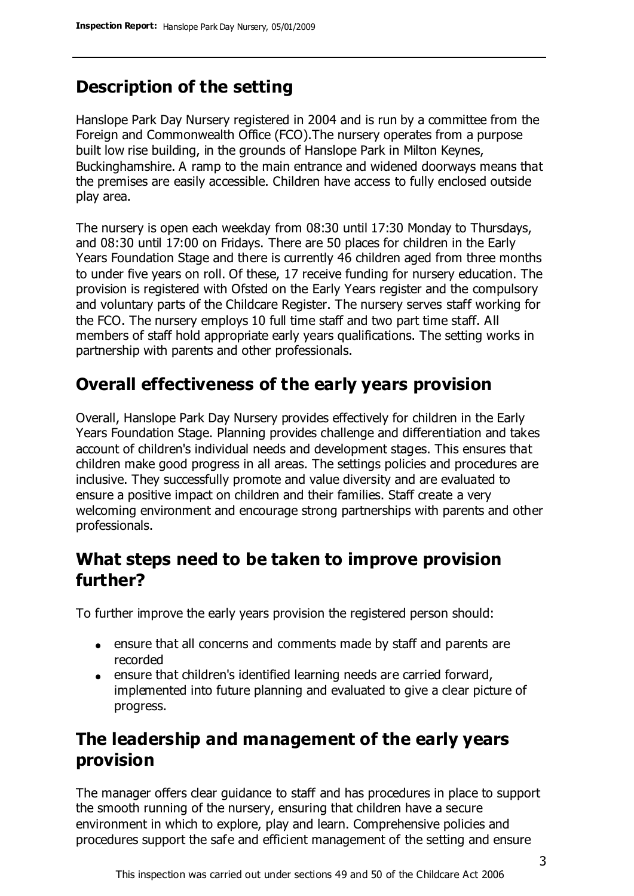## Description of the setting

Hanslope Park Day Nursery registered in 2004 and is run by a committee from the Foreign and Commonwealth Office (FCO).The nursery operates from a purpose built low rise building, in the grounds of Hanslope Park in Milton Keynes, Buckinghamshire. A ramp to the main entrance and widened doorways means that the premises are easily accessible. Children have access to fully enclosed outside play area.

The nursery is open each weekday from 08:30 until 17:30 Monday to Thursdays, and 08:30 until 17:00 on Fridays. There are 50 places for children in the Early Years Foundation Stage and there is currently 46 children aged from three months to under five years on roll. Of these, 17 receive funding for nursery education. The provision is registered with Ofsted on the Early Years register and the compulsory and voluntary parts of the Childcare Register. The nursery serves staff working for the FCO. The nursery employs 10 full time staff and two part time staff. All members of staff hold appropriate early years qualifications. The setting works in partnership with parents and other professionals.

## Overall effectiveness of the early years provision

Overall, Hanslope Park Day Nursery provides effectively for children in the Early Years Foundation Stage. Planning provides challenge and differentiation and takes account of children's individual needs and development stages. This ensures that children make good progress in all areas. The settings policies and procedures are inclusive. They successfully promote and value diversity and are evaluated to ensure a positive impact on children and their families. Staff create a very welcoming environment and encourage strong partnerships with parents and other professionals.

## What steps need to be taken to improve provision further?

To further improve the early years provision the registered person should:

- ensure that all concerns and comments made by staff and parents are recorded
- ensure that children's identified learning needs are carried forward, implemented into future planning and evaluated to give a clear picture of progress.

## The leadership and management of the early years provision

The manager offers clear guidance to staff and has procedures in place to support the smooth running of the nursery, ensuring that children have a secure environment in which to explore, play and learn. Comprehensive policies and procedures support the safe and efficient management of the setting and ensure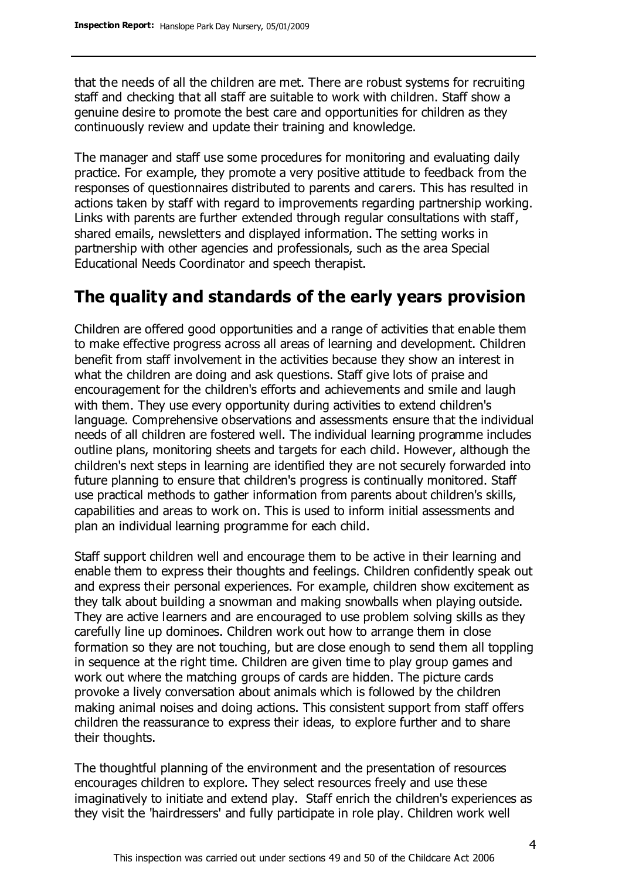that the needs of all the children are met. There are robust systems for recruiting staff and checking that all staff are suitable to work with children. Staff show a genuine desire to promote the best care and opportunities for children as they continuously review and update their training and knowledge.

The manager and staff use some procedures for monitoring and evaluating daily practice. For example, they promote a very positive attitude to feedback from the responses of questionnaires distributed to parents and carers. This has resulted in actions taken by staff with regard to improvements regarding partnership working. Links with parents are further extended through regular consultations with staff, shared emails, newsletters and displayed information. The setting works in partnership with other agencies and professionals, such as the area Special Educational Needs Coordinator and speech therapist.

## The quality and standards of the early years provision

Children are offered good opportunities and a range of activities that enable them to make effective progress across all areas of learning and development. Children benefit from staff involvement in the activities because they show an interest in what the children are doing and ask questions. Staff give lots of praise and encouragement for the children's efforts and achievements and smile and laugh with them. They use every opportunity during activities to extend children's language. Comprehensive observations and assessments ensure that the individual needs of all children are fostered well. The individual learning programme includes outline plans, monitoring sheets and targets for each child. However, although the children's next steps in learning are identified they are not securely forwarded into future planning to ensure that children's progress is continually monitored. Staff use practical methods to gather information from parents about children's skills, capabilities and areas to work on. This is used to inform initial assessments and plan an individual learning programme for each child.

Staff support children well and encourage them to be active in their learning and enable them to express their thoughts and feelings. Children confidently speak out and express their personal experiences. For example, children show excitement as they talk about building a snowman and making snowballs when playing outside. They are active learners and are encouraged to use problem solving skills as they carefully line up dominoes. Children work out how to arrange them in close formation so they are not touching, but are close enough to send them all toppling in sequence at the right time. Children are given time to play group games and work out where the matching groups of cards are hidden. The picture cards provoke a lively conversation about animals which is followed by the children making animal noises and doing actions. This consistent support from staff offers children the reassurance to express their ideas, to explore further and to share their thoughts.

The thoughtful planning of the environment and the presentation of resources encourages children to explore. They select resources freely and use these imaginatively to initiate and extend play. Staff enrich the children's experiences as they visit the 'hairdressers' and fully participate in role play. Children work well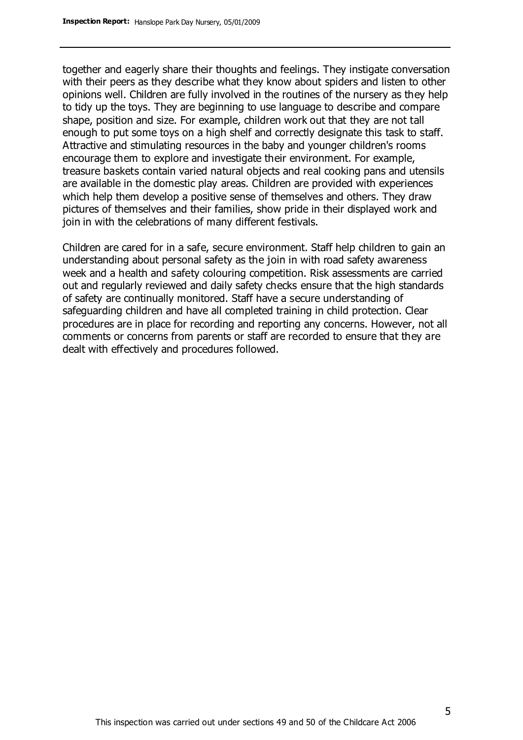together and eagerly share their thoughts and feelings. They instigate conversation with their peers as they describe what they know about spiders and listen to other opinions well. Children are fully involved in the routines of the nursery as they help to tidy up the toys. They are beginning to use language to describe and compare shape, position and size. For example, children work out that they are not tall enough to put some toys on a high shelf and correctly designate this task to staff. Attractive and stimulating resources in the baby and younger children's rooms encourage them to explore and investigate their environment. For example, treasure baskets contain varied natural objects and real cooking pans and utensils are available in the domestic play areas. Children are provided with experiences which help them develop a positive sense of themselves and others. They draw pictures of themselves and their families, show pride in their displayed work and join in with the celebrations of many different festivals.

Children are cared for in a safe, secure environment. Staff help children to gain an understanding about personal safety as the join in with road safety awareness week and a health and safety colouring competition. Risk assessments are carried out and regularly reviewed and daily safety checks ensure that the high standards of safety are continually monitored. Staff have a secure understanding of safeguarding children and have all completed training in child protection. Clear procedures are in place for recording and reporting any concerns. However, not all comments or concerns from parents or staff are recorded to ensure that they are dealt with effectively and procedures followed.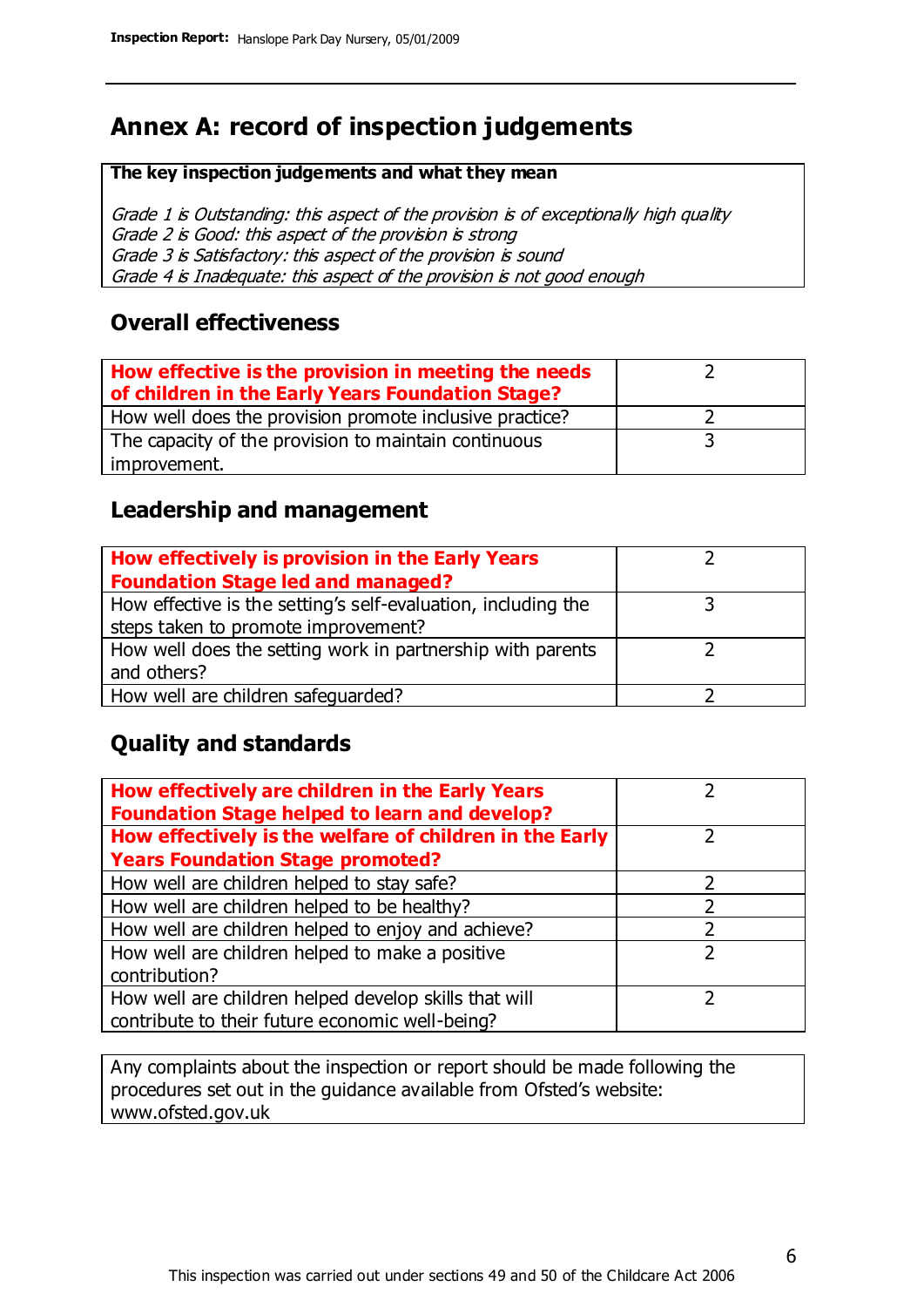# Annex A: record of inspection judgements

**The key inspection judgements and what they mean**

*Grade 1 is Outstanding: this aspect of the provision is of exceptionally high quality*
*Grade 2 is Good: this aspect of the provision is strong*
*Grade 3 is Satisfactory: this aspect of the provision is sound*
*Grade 4 is Inadequate: this aspect of the provision is not good enough*

## Overall effectiveness

| | |
|---|---|
| **How effective is the provision in meeting the needs of children in the Early Years Foundation Stage?** | 2 |
| How well does the provision promote inclusive practice? | 2 |
| The capacity of the provision to maintain continuous improvement. | 3 |

## Leadership and management

| | |
|---|---|
| **How effectively is provision in the Early Years Foundation Stage led and managed?** | 2 |
| How effective is the setting's self-evaluation, including the steps taken to promote improvement? | 3 |
| How well does the setting work in partnership with parents and others? | 2 |
| How well are children safeguarded? | 2 |

## Quality and standards

| | |
|---|---|
| **How effectively are children in the Early Years Foundation Stage helped to learn and develop?** | 2 |
| **How effectively is the welfare of children in the Early Years Foundation Stage promoted?** | 2 |
| How well are children helped to stay safe? | 2 |
| How well are children helped to be healthy? | 2 |
| How well are children helped to enjoy and achieve? | 2 |
| How well are children helped to make a positive contribution? | 2 |
| How well are children helped develop skills that will contribute to their future economic well-being? | 2 |

Any complaints about the inspection or report should be made following the procedures set out in the guidance available from Ofsted's website: www.ofsted.gov.uk

This inspection was carried out under sections 49 and 50 of the Childcare Act 2006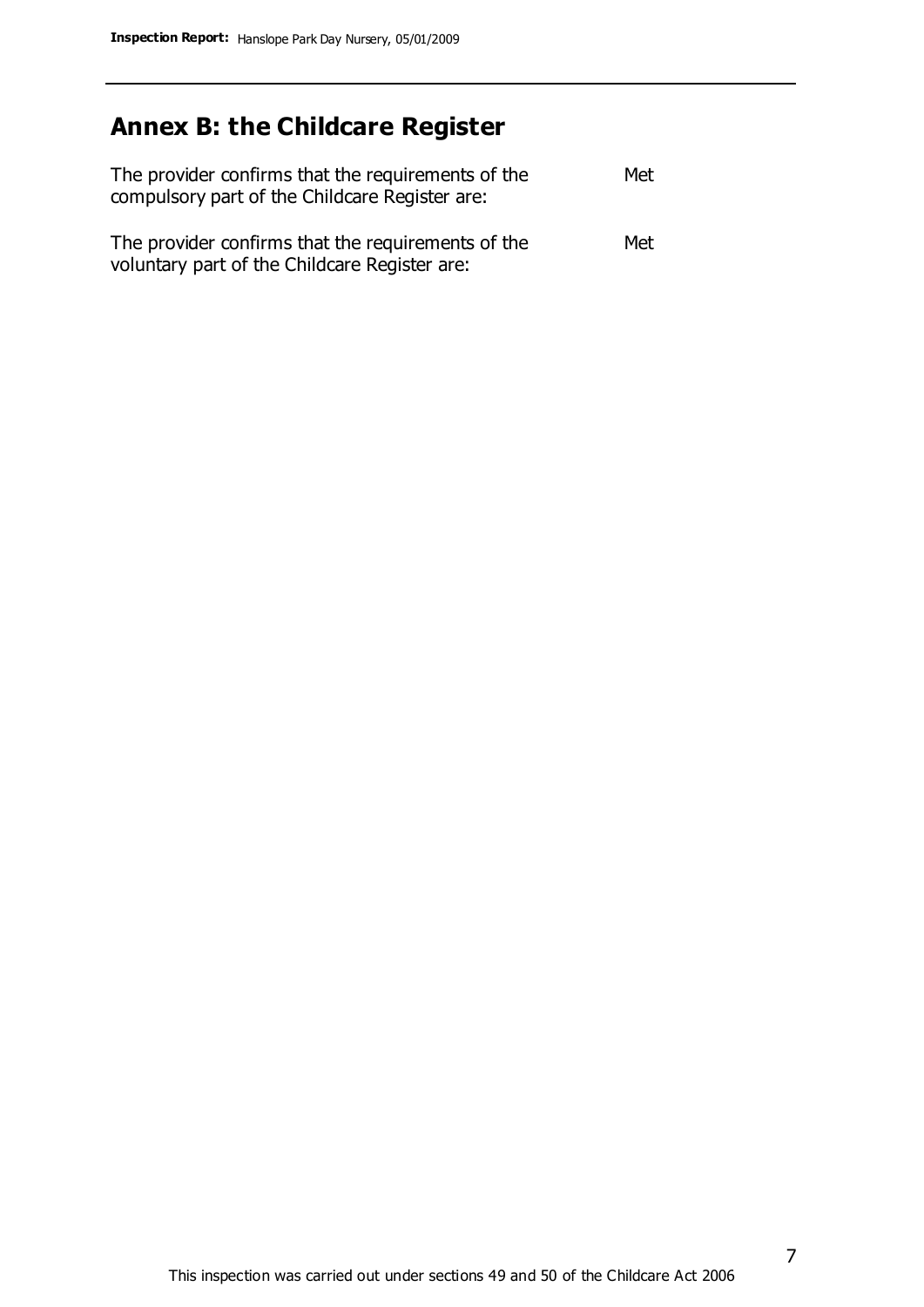## Annex B: the Childcare Register

| | |
|---|---|
| The provider confirms that the requirements of the compulsory part of the Childcare Register are: | Met |
| The provider confirms that the requirements of the voluntary part of the Childcare Register are: | Met |

This inspection was carried out under sections 49 and 50 of the Childcare Act 2006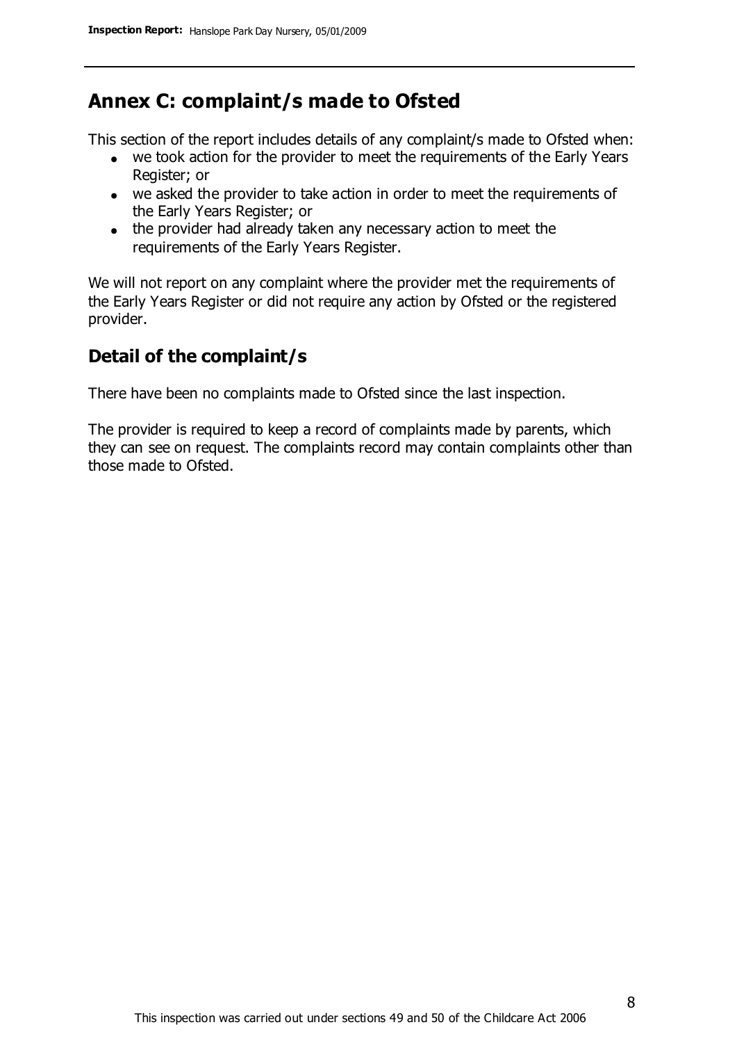## Annex C: complaint/s made to Ofsted

This section of the report includes details of any complaint/s made to Ofsted when:

- we took action for the provider to meet the requirements of the Early Years Register; or
- we asked the provider to take action in order to meet the requirements of the Early Years Register; or
- the provider had already taken any necessary action to meet the requirements of the Early Years Register.

We will not report on any complaint where the provider met the requirements of the Early Years Register or did not require any action by Ofsted or the registered provider.

### Detail of the complaint/s

There have been no complaints made to Ofsted since the last inspection.

The provider is required to keep a record of complaints made by parents, which they can see on request. The complaints record may contain complaints other than those made to Ofsted.